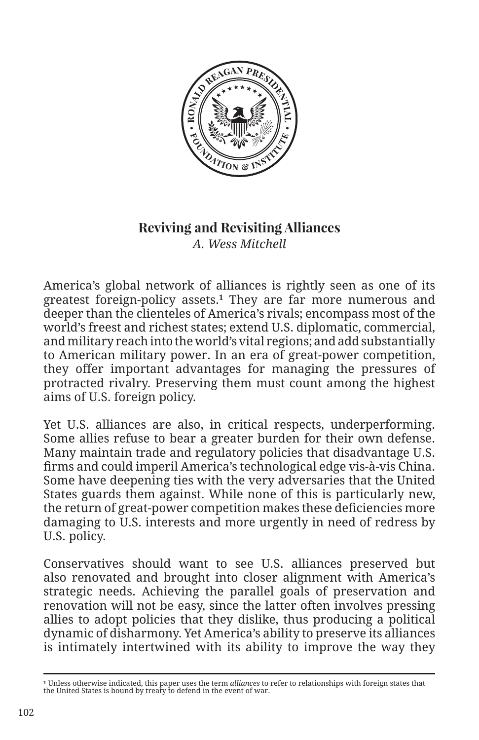# Reviving and Revisiting Alliances

*A. Wess Mitchell*

America's global network of alliances is rightly seen as one of its greatest foreign-policy assets.[1] They are far more numerous and deeper than the clienteles of America's rivals; encompass most of the world's freest and richest states; extend U.S. diplomatic, commercial, and military reach into the world's vital regions; and add substantially to American military power. In an era of great-power competition, they offer important advantages for managing the pressures of protracted rivalry. Preserving them must count among the highest aims of U.S. foreign policy.

Yet U.S. alliances are also, in critical respects, underperforming. Some allies refuse to bear a greater burden for their own defense. Many maintain trade and regulatory policies that disadvantage U.S. firms and could imperil America's technological edge vis-à-vis China. Some have deepening ties with the very adversaries that the United States guards them against. While none of this is particularly new, the return of great-power competition makes these deficiencies more damaging to U.S. interests and more urgently in need of redress by U.S. policy.

Conservatives should want to see U.S. alliances preserved but also renovated and brought into closer alignment with America's strategic needs. Achieving the parallel goals of preservation and renovation will not be easy, since the latter often involves pressing allies to adopt policies that they dislike, thus producing a political dynamic of disharmony. Yet America's ability to preserve its alliances is intimately intertwined with its ability to improve the way they

---

[1] Unless otherwise indicated, this paper uses the term *alliances* to refer to relationships with foreign states that the United States is bound by treaty to defend in the event of war.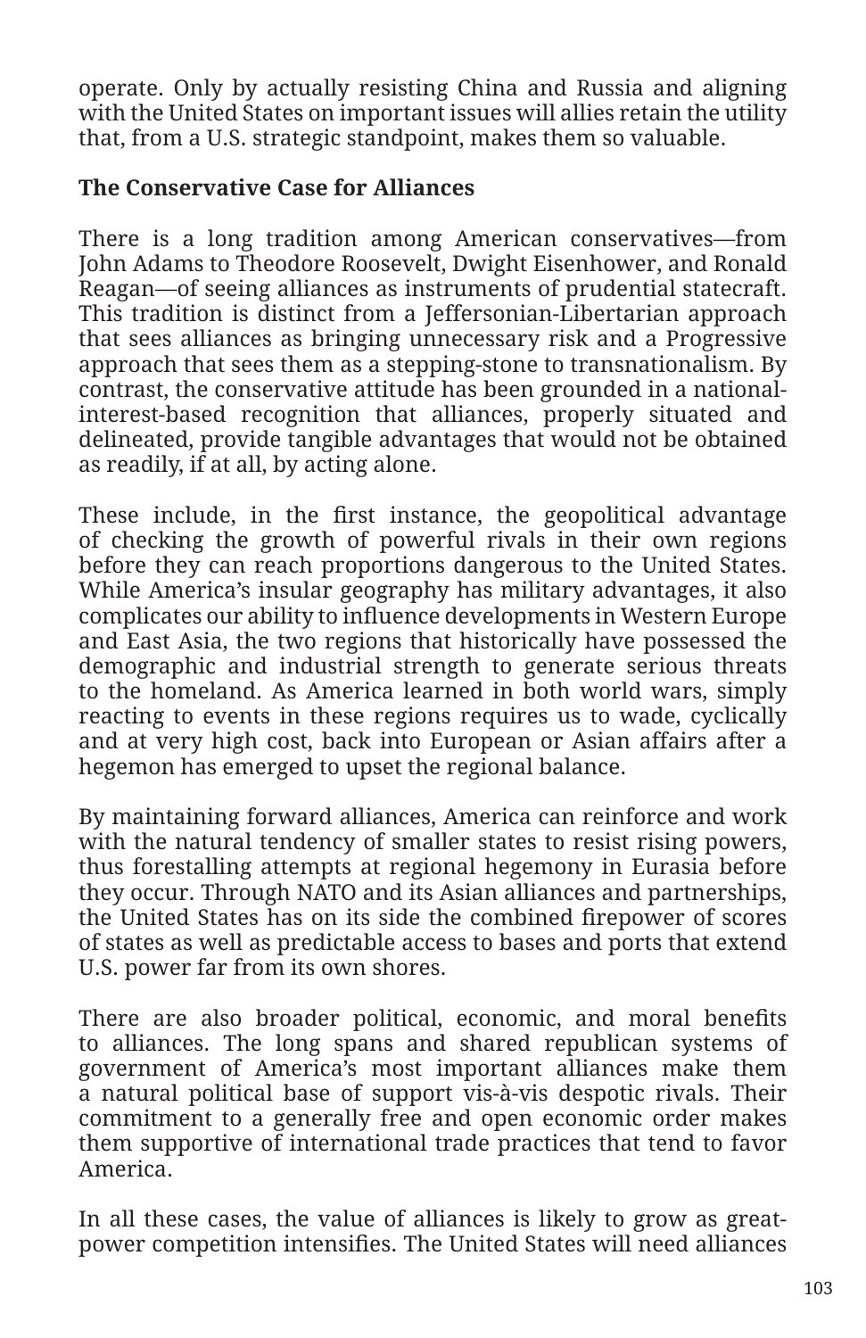operate. Only by actually resisting China and Russia and aligning with the United States on important issues will allies retain the utility that, from a U.S. strategic standpoint, makes them so valuable.

**The Conservative Case for Alliances**

There is a long tradition among American conservatives—from John Adams to Theodore Roosevelt, Dwight Eisenhower, and Ronald Reagan—of seeing alliances as instruments of prudential statecraft. This tradition is distinct from a Jeffersonian-Libertarian approach that sees alliances as bringing unnecessary risk and a Progressive approach that sees them as a stepping-stone to transnationalism. By contrast, the conservative attitude has been grounded in a national-interest-based recognition that alliances, properly situated and delineated, provide tangible advantages that would not be obtained as readily, if at all, by acting alone.

These include, in the first instance, the geopolitical advantage of checking the growth of powerful rivals in their own regions before they can reach proportions dangerous to the United States. While America's insular geography has military advantages, it also complicates our ability to influence developments in Western Europe and East Asia, the two regions that historically have possessed the demographic and industrial strength to generate serious threats to the homeland. As America learned in both world wars, simply reacting to events in these regions requires us to wade, cyclically and at very high cost, back into European or Asian affairs after a hegemon has emerged to upset the regional balance.

By maintaining forward alliances, America can reinforce and work with the natural tendency of smaller states to resist rising powers, thus forestalling attempts at regional hegemony in Eurasia before they occur. Through NATO and its Asian alliances and partnerships, the United States has on its side the combined firepower of scores of states as well as predictable access to bases and ports that extend U.S. power far from its own shores.

There are also broader political, economic, and moral benefits to alliances. The long spans and shared republican systems of government of America's most important alliances make them a natural political base of support vis-à-vis despotic rivals. Their commitment to a generally free and open economic order makes them supportive of international trade practices that tend to favor America.

In all these cases, the value of alliances is likely to grow as great-power competition intensifies. The United States will need alliances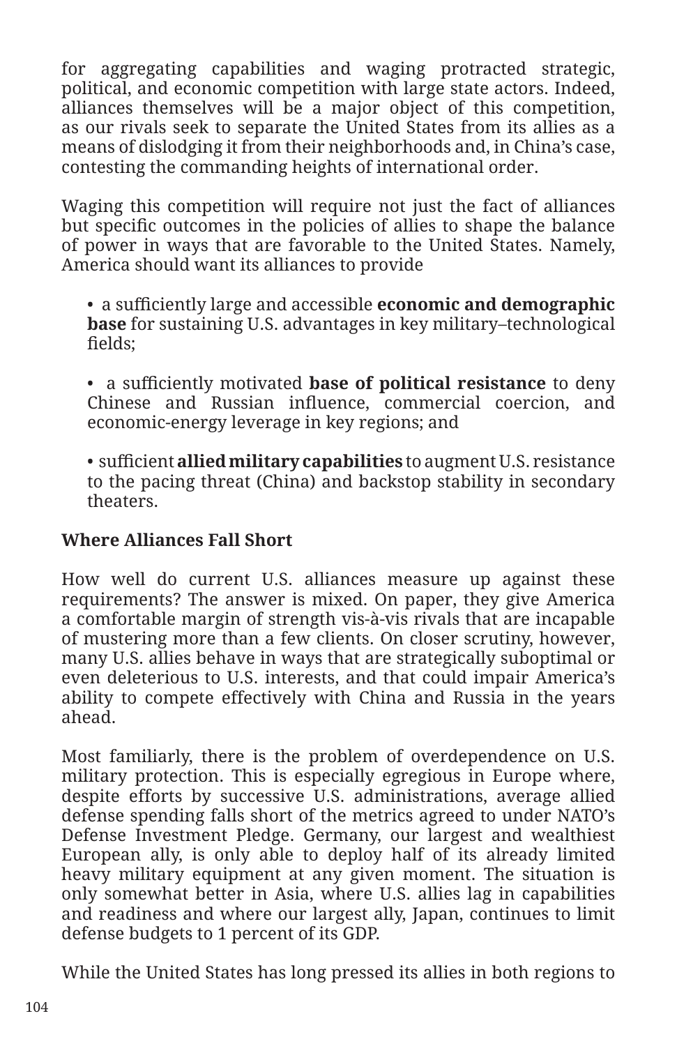for aggregating capabilities and waging protracted strategic, political, and economic competition with large state actors. Indeed, alliances themselves will be a major object of this competition, as our rivals seek to separate the United States from its allies as a means of dislodging it from their neighborhoods and, in China's case, contesting the commanding heights of international order.

Waging this competition will require not just the fact of alliances but specific outcomes in the policies of allies to shape the balance of power in ways that are favorable to the United States. Namely, America should want its alliances to provide

- a sufficiently large and accessible **economic and demographic base** for sustaining U.S. advantages in key military–technological fields;
- a sufficiently motivated **base of political resistance** to deny Chinese and Russian influence, commercial coercion, and economic-energy leverage in key regions; and
- sufficient **allied military capabilities** to augment U.S. resistance to the pacing threat (China) and backstop stability in secondary theaters.

## Where Alliances Fall Short

How well do current U.S. alliances measure up against these requirements? The answer is mixed. On paper, they give America a comfortable margin of strength vis-à-vis rivals that are incapable of mustering more than a few clients. On closer scrutiny, however, many U.S. allies behave in ways that are strategically suboptimal or even deleterious to U.S. interests, and that could impair America's ability to compete effectively with China and Russia in the years ahead.

Most familiarly, there is the problem of overdependence on U.S. military protection. This is especially egregious in Europe where, despite efforts by successive U.S. administrations, average allied defense spending falls short of the metrics agreed to under NATO's Defense Investment Pledge. Germany, our largest and wealthiest European ally, is only able to deploy half of its already limited heavy military equipment at any given moment. The situation is only somewhat better in Asia, where U.S. allies lag in capabilities and readiness and where our largest ally, Japan, continues to limit defense budgets to 1 percent of its GDP.

While the United States has long pressed its allies in both regions to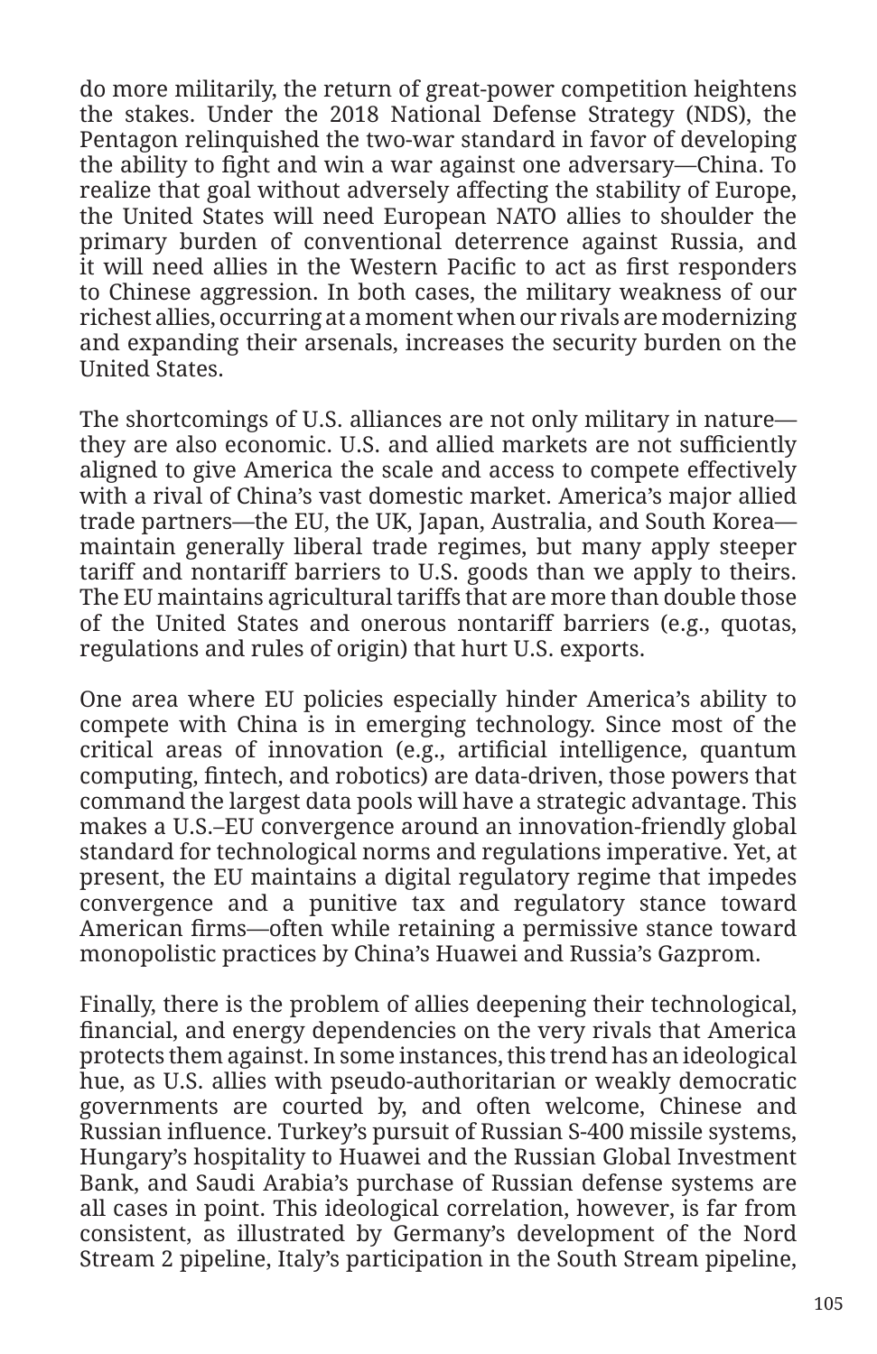do more militarily, the return of great-power competition heightens the stakes. Under the 2018 National Defense Strategy (NDS), the Pentagon relinquished the two-war standard in favor of developing the ability to fight and win a war against one adversary—China. To realize that goal without adversely affecting the stability of Europe, the United States will need European NATO allies to shoulder the primary burden of conventional deterrence against Russia, and it will need allies in the Western Pacific to act as first responders to Chinese aggression. In both cases, the military weakness of our richest allies, occurring at a moment when our rivals are modernizing and expanding their arsenals, increases the security burden on the United States.

The shortcomings of U.S. alliances are not only military in nature—they are also economic. U.S. and allied markets are not sufficiently aligned to give America the scale and access to compete effectively with a rival of China's vast domestic market. America's major allied trade partners—the EU, the UK, Japan, Australia, and South Korea—maintain generally liberal trade regimes, but many apply steeper tariff and nontariff barriers to U.S. goods than we apply to theirs. The EU maintains agricultural tariffs that are more than double those of the United States and onerous nontariff barriers (e.g., quotas, regulations and rules of origin) that hurt U.S. exports.

One area where EU policies especially hinder America's ability to compete with China is in emerging technology. Since most of the critical areas of innovation (e.g., artificial intelligence, quantum computing, fintech, and robotics) are data-driven, those powers that command the largest data pools will have a strategic advantage. This makes a U.S.–EU convergence around an innovation-friendly global standard for technological norms and regulations imperative. Yet, at present, the EU maintains a digital regulatory regime that impedes convergence and a punitive tax and regulatory stance toward American firms—often while retaining a permissive stance toward monopolistic practices by China's Huawei and Russia's Gazprom.

Finally, there is the problem of allies deepening their technological, financial, and energy dependencies on the very rivals that America protects them against. In some instances, this trend has an ideological hue, as U.S. allies with pseudo-authoritarian or weakly democratic governments are courted by, and often welcome, Chinese and Russian influence. Turkey's pursuit of Russian S-400 missile systems, Hungary's hospitality to Huawei and the Russian Global Investment Bank, and Saudi Arabia's purchase of Russian defense systems are all cases in point. This ideological correlation, however, is far from consistent, as illustrated by Germany's development of the Nord Stream 2 pipeline, Italy's participation in the South Stream pipeline,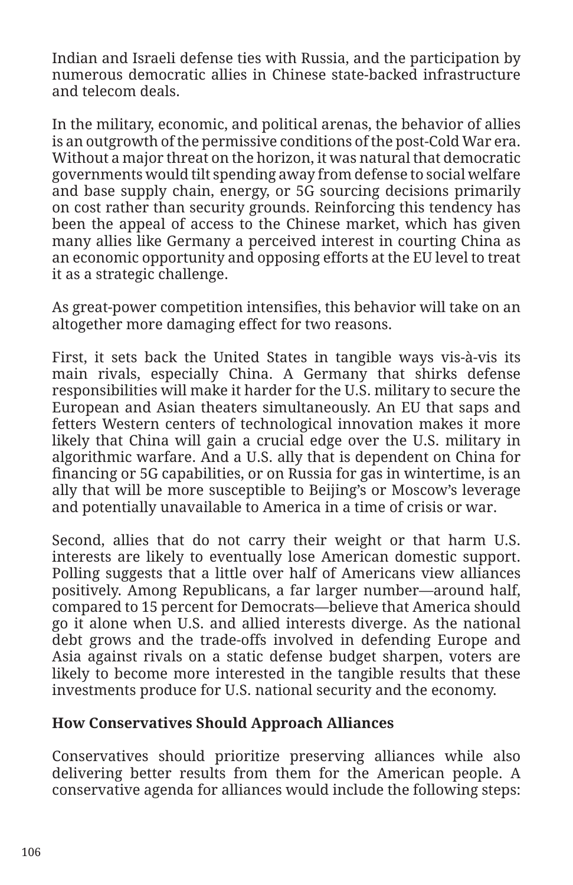Indian and Israeli defense ties with Russia, and the participation by numerous democratic allies in Chinese state-backed infrastructure and telecom deals.

In the military, economic, and political arenas, the behavior of allies is an outgrowth of the permissive conditions of the post-Cold War era. Without a major threat on the horizon, it was natural that democratic governments would tilt spending away from defense to social welfare and base supply chain, energy, or 5G sourcing decisions primarily on cost rather than security grounds. Reinforcing this tendency has been the appeal of access to the Chinese market, which has given many allies like Germany a perceived interest in courting China as an economic opportunity and opposing efforts at the EU level to treat it as a strategic challenge.

As great-power competition intensifies, this behavior will take on an altogether more damaging effect for two reasons.

First, it sets back the United States in tangible ways vis-à-vis its main rivals, especially China. A Germany that shirks defense responsibilities will make it harder for the U.S. military to secure the European and Asian theaters simultaneously. An EU that saps and fetters Western centers of technological innovation makes it more likely that China will gain a crucial edge over the U.S. military in algorithmic warfare. And a U.S. ally that is dependent on China for financing or 5G capabilities, or on Russia for gas in wintertime, is an ally that will be more susceptible to Beijing's or Moscow's leverage and potentially unavailable to America in a time of crisis or war.

Second, allies that do not carry their weight or that harm U.S. interests are likely to eventually lose American domestic support. Polling suggests that a little over half of Americans view alliances positively. Among Republicans, a far larger number—around half, compared to 15 percent for Democrats—believe that America should go it alone when U.S. and allied interests diverge. As the national debt grows and the trade-offs involved in defending Europe and Asia against rivals on a static defense budget sharpen, voters are likely to become more interested in the tangible results that these investments produce for U.S. national security and the economy.

## How Conservatives Should Approach Alliances

Conservatives should prioritize preserving alliances while also delivering better results from them for the American people. A conservative agenda for alliances would include the following steps: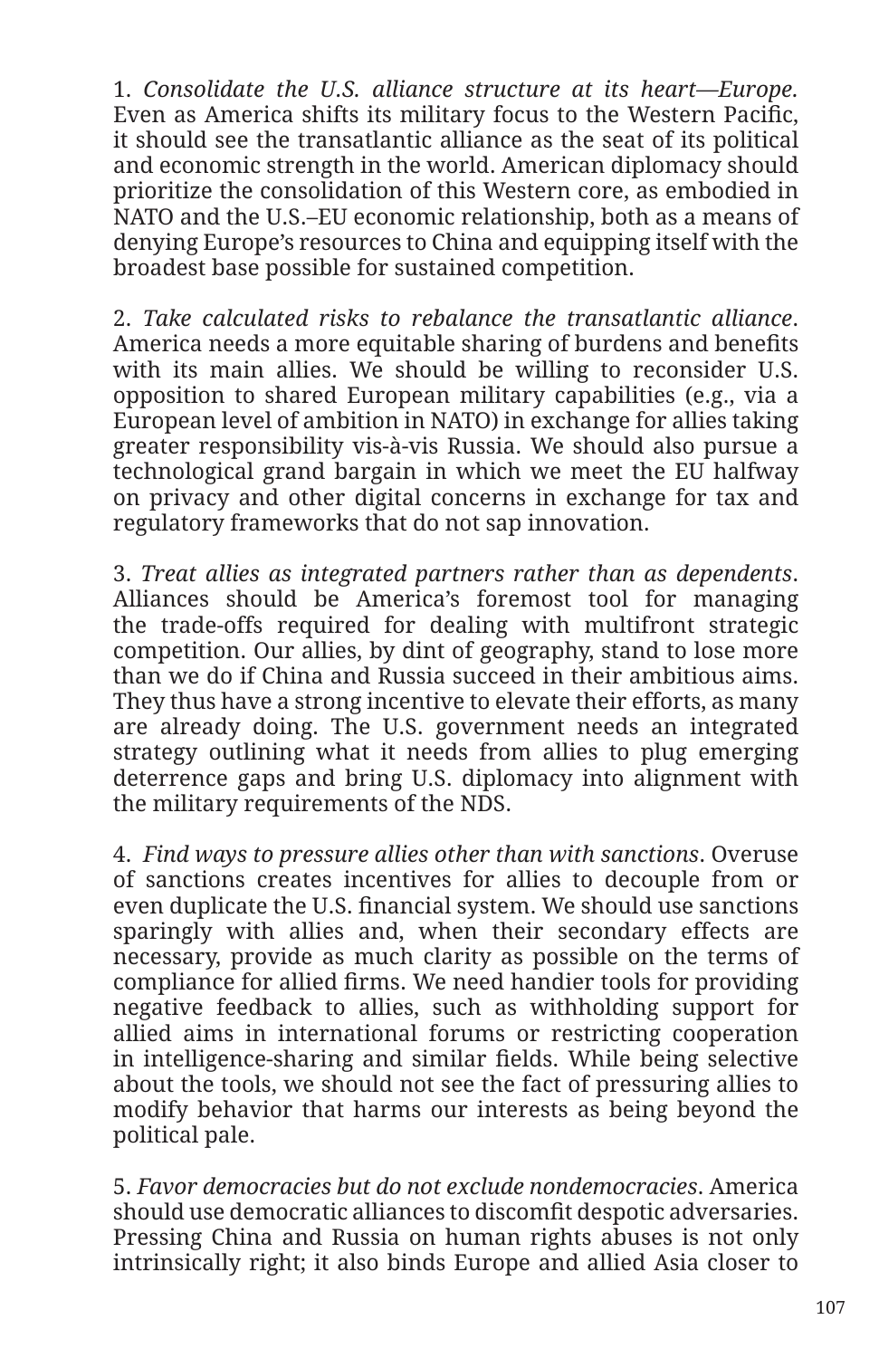1. *Consolidate the U.S. alliance structure at its heart—Europe.* Even as America shifts its military focus to the Western Pacific, it should see the transatlantic alliance as the seat of its political and economic strength in the world. American diplomacy should prioritize the consolidation of this Western core, as embodied in NATO and the U.S.–EU economic relationship, both as a means of denying Europe's resources to China and equipping itself with the broadest base possible for sustained competition.

2. *Take calculated risks to rebalance the transatlantic alliance*. America needs a more equitable sharing of burdens and benefits with its main allies. We should be willing to reconsider U.S. opposition to shared European military capabilities (e.g., via a European level of ambition in NATO) in exchange for allies taking greater responsibility vis-à-vis Russia. We should also pursue a technological grand bargain in which we meet the EU halfway on privacy and other digital concerns in exchange for tax and regulatory frameworks that do not sap innovation.

3. *Treat allies as integrated partners rather than as dependents*. Alliances should be America's foremost tool for managing the trade-offs required for dealing with multifront strategic competition. Our allies, by dint of geography, stand to lose more than we do if China and Russia succeed in their ambitious aims. They thus have a strong incentive to elevate their efforts, as many are already doing. The U.S. government needs an integrated strategy outlining what it needs from allies to plug emerging deterrence gaps and bring U.S. diplomacy into alignment with the military requirements of the NDS.

4. *Find ways to pressure allies other than with sanctions*. Overuse of sanctions creates incentives for allies to decouple from or even duplicate the U.S. financial system. We should use sanctions sparingly with allies and, when their secondary effects are necessary, provide as much clarity as possible on the terms of compliance for allied firms. We need handier tools for providing negative feedback to allies, such as withholding support for allied aims in international forums or restricting cooperation in intelligence-sharing and similar fields. While being selective about the tools, we should not see the fact of pressuring allies to modify behavior that harms our interests as being beyond the political pale.

5. *Favor democracies but do not exclude nondemocracies*. America should use democratic alliances to discomfit despotic adversaries. Pressing China and Russia on human rights abuses is not only intrinsically right; it also binds Europe and allied Asia closer to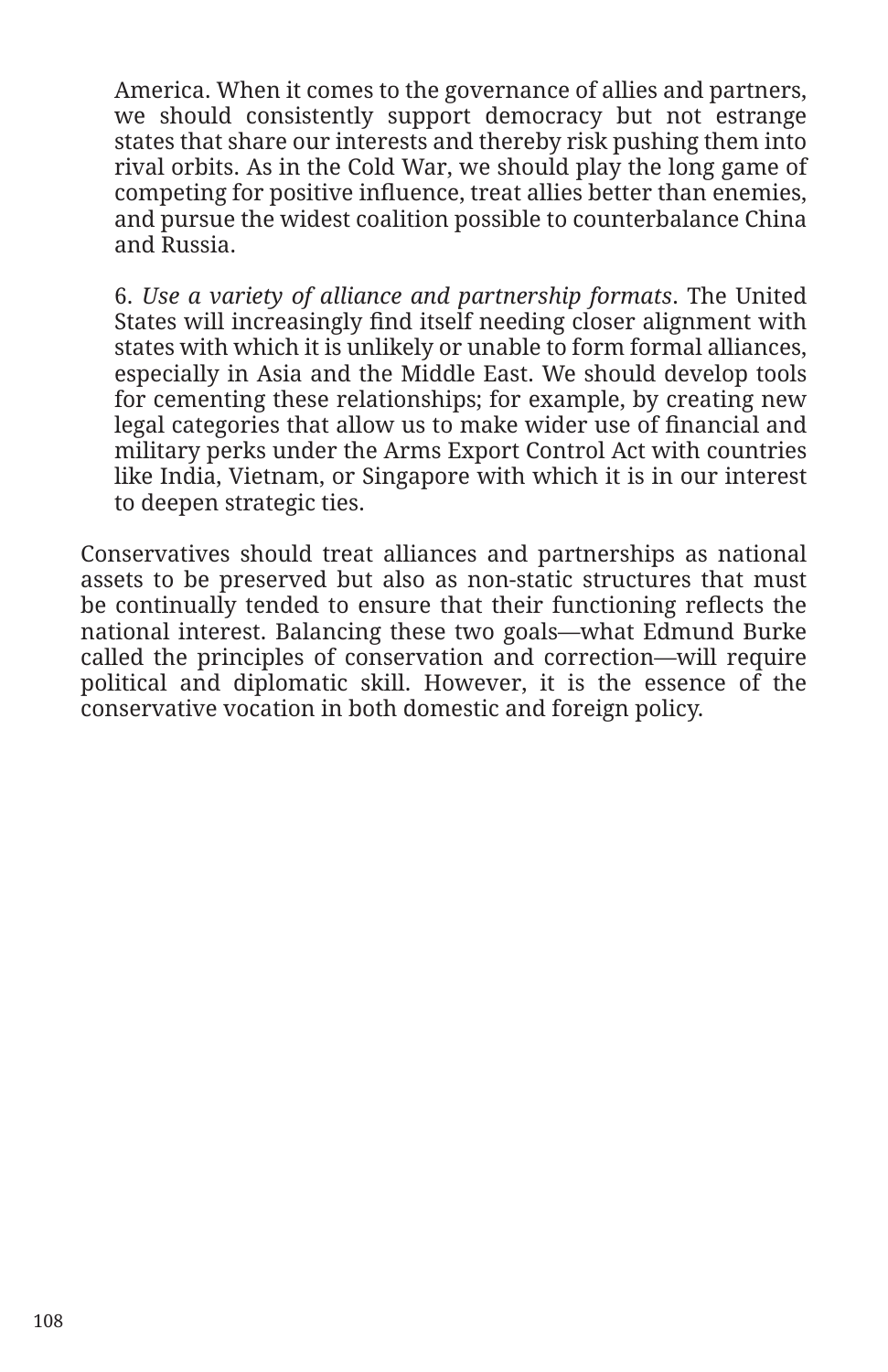America. When it comes to the governance of allies and partners, we should consistently support democracy but not estrange states that share our interests and thereby risk pushing them into rival orbits. As in the Cold War, we should play the long game of competing for positive influence, treat allies better than enemies, and pursue the widest coalition possible to counterbalance China and Russia.

6. *Use a variety of alliance and partnership formats*. The United States will increasingly find itself needing closer alignment with states with which it is unlikely or unable to form formal alliances, especially in Asia and the Middle East. We should develop tools for cementing these relationships; for example, by creating new legal categories that allow us to make wider use of financial and military perks under the Arms Export Control Act with countries like India, Vietnam, or Singapore with which it is in our interest to deepen strategic ties.

Conservatives should treat alliances and partnerships as national assets to be preserved but also as non-static structures that must be continually tended to ensure that their functioning reflects the national interest. Balancing these two goals—what Edmund Burke called the principles of conservation and correction—will require political and diplomatic skill. However, it is the essence of the conservative vocation in both domestic and foreign policy.